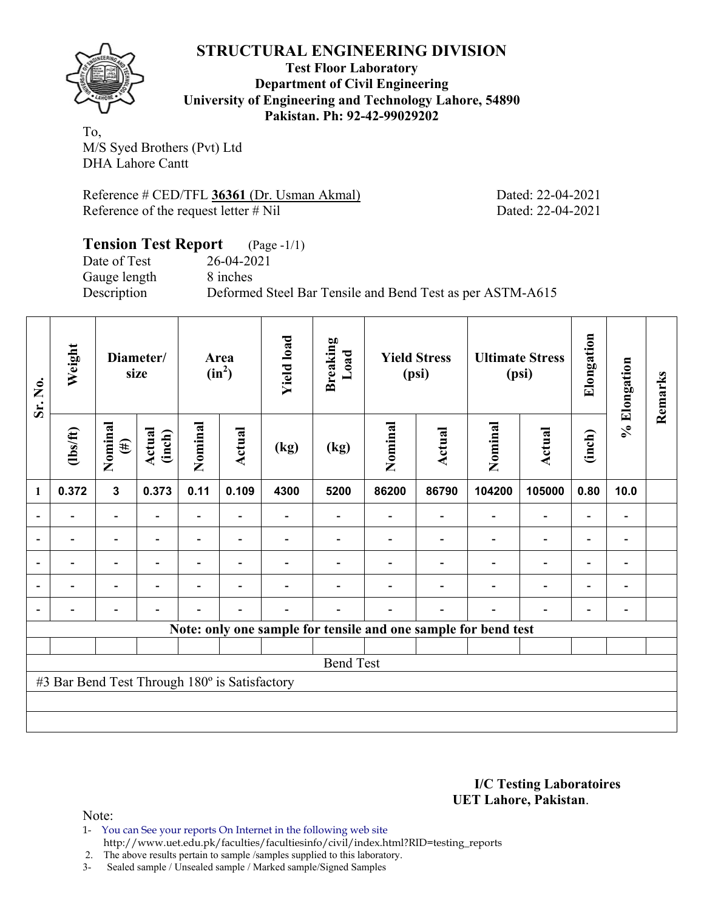# STRUCTURAL ENGINEERING DIVISION

**Test Floor Laboratory**
**Department of Civil Engineering**
**University of Engineering and Technology Lahore, 54890**
**Pakistan. Ph: 92-42-99029202**

To,
M/S Syed Brothers (Pvt) Ltd
DHA Lahore Cantt

Reference # CED/TFL **36361** (Dr. Usman Akmal) Dated: 22-04-2021
Reference of the request letter # Nil Dated: 22-04-2021

## Tension Test Report (Page -1/1)

Date of Test 26-04-2021
Gauge length 8 inches
Description Deformed Steel Bar Tensile and Bend Test as per ASTM-A615

| Sr. No. | Weight | Diameter/ size | | Area ($in^2$) | | Yield load | Breaking Load | Yield Stress (psi) | | Ultimate Stress (psi) | | Elongation | % Elongation | Remarks |
|---|---|---|---|---|---|---|---|---|---|---|---|---|---|---|
| | (lbs/ft) | Nominal (#) | Actual (inch) | Nominal | Actual | (kg) | (kg) | Nominal | Actual | Nominal | Actual | (inch) | | |
| 1 | 0.372 | 3 | 0.373 | 0.11 | 0.109 | 4300 | 5200 | 86200 | 86790 | 104200 | 105000 | 0.80 | 10.0 | |
| - | - | - | - | - | - | - | - | - | - | - | - | - | - | |
| - | - | - | - | - | - | - | - | - | - | - | - | - | - | |
| - | - | - | - | - | - | - | - | - | - | - | - | - | - | |
| - | - | - | - | - | - | - | - | - | - | - | - | - | - | |
| - | - | - | - | - | - | - | - | - | - | - | - | - | - | |
| Note: only one sample for tensile and one sample for bend test | | | | | | | | | | | | | | |
| Bend Test | | | | | | | | | | | | | | |
| #3 Bar Bend Test Through 180º is Satisfactory | | | | | | | | | | | | | | |

**I/C Testing Laboratoires**
**UET Lahore, Pakistan**.

Note:
1- You can See your reports On Internet in the following web site
http://www.uet.edu.pk/faculties/facultiesinfo/civil/index.html?RID=testing_reports
2. The above results pertain to sample /samples supplied to this laboratory.
3- Sealed sample / Unsealed sample / Marked sample/Signed Samples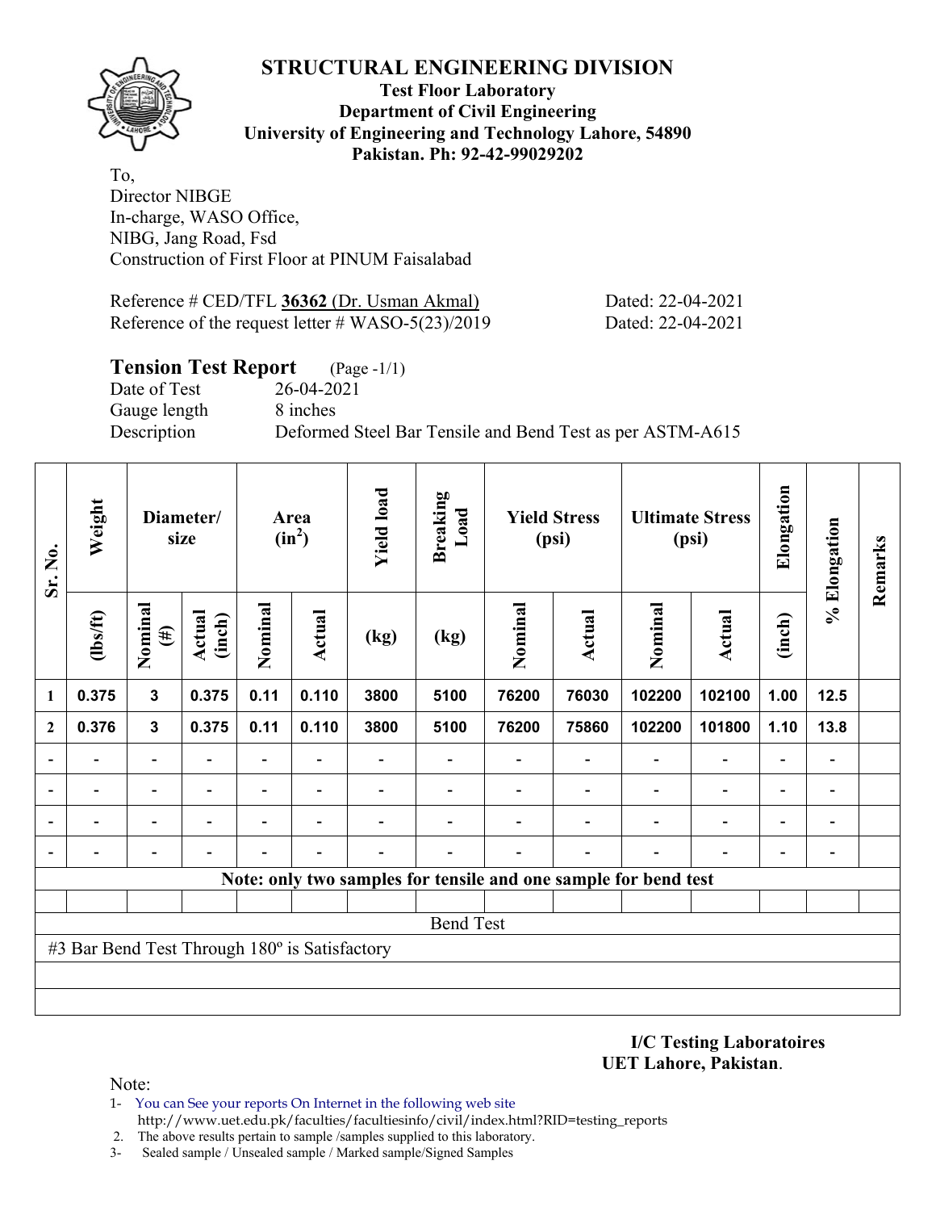# STRUCTURAL ENGINEERING DIVISION

**Test Floor Laboratory**
**Department of Civil Engineering**
**University of Engineering and Technology Lahore, 54890**
**Pakistan. Ph: 92-42-99029202**

To,
Director NIBGE
In-charge, WASO Office,
NIBG, Jang Road, Fsd
Construction of First Floor at PINUM Faisalabad

Reference # CED/TFL **36362** (Dr. Usman Akmal) Dated: 22-04-2021
Reference of the request letter # WASO-5(23)/2019 Dated: 22-04-2021

## Tension Test Report (Page -1/1)

Date of Test 26-04-2021
Gauge length 8 inches
Description Deformed Steel Bar Tensile and Bend Test as per ASTM-A615

| Sr. No. | Weight | Diameter/ size | | Area ($in^2$) | | Yield load | Breaking Load | Yield Stress (psi) | | Ultimate Stress (psi) | | Elongation | % Elongation | Remarks |
|---|---|---|---|---|---|---|---|---|---|---|---|---|---|---|
| | (lbs/ft) | Nominal (#) | Actual (inch) | Nominal | Actual | (kg) | (kg) | Nominal | Actual | Nominal | Actual | (inch) | | |
| **1** | **0.375** | **3** | **0.375** | **0.11** | **0.110** | **3800** | **5100** | **76200** | **76030** | **102200** | **102100** | **1.00** | **12.5** | |
| **2** | **0.376** | **3** | **0.375** | **0.11** | **0.110** | **3800** | **5100** | **76200** | **75860** | **102200** | **101800** | **1.10** | **13.8** | |
| - | - | - | - | - | - | - | - | - | - | - | - | - | - | |
| - | - | - | - | - | - | - | - | - | - | - | - | - | - | |
| - | - | - | - | - | - | - | - | - | - | - | - | - | - | |
| - | - | - | - | - | - | - | - | - | - | - | - | - | - | |
| **Note: only two samples for tensile and one sample for bend test** | | | | | | | | | | | | | | |
| Bend Test | | | | | | | | | | | | | | |
| #3 Bar Bend Test Through 180º is Satisfactory | | | | | | | | | | | | | | |

**I/C Testing Laboratoires**
**UET Lahore, Pakistan**.

Note:
1- You can See your reports On Internet in the following web site
http://www.uet.edu.pk/faculties/facultiesinfo/civil/index.html?RID=testing_reports
2. The above results pertain to sample /samples supplied to this laboratory.
3- Sealed sample / Unsealed sample / Marked sample/Signed Samples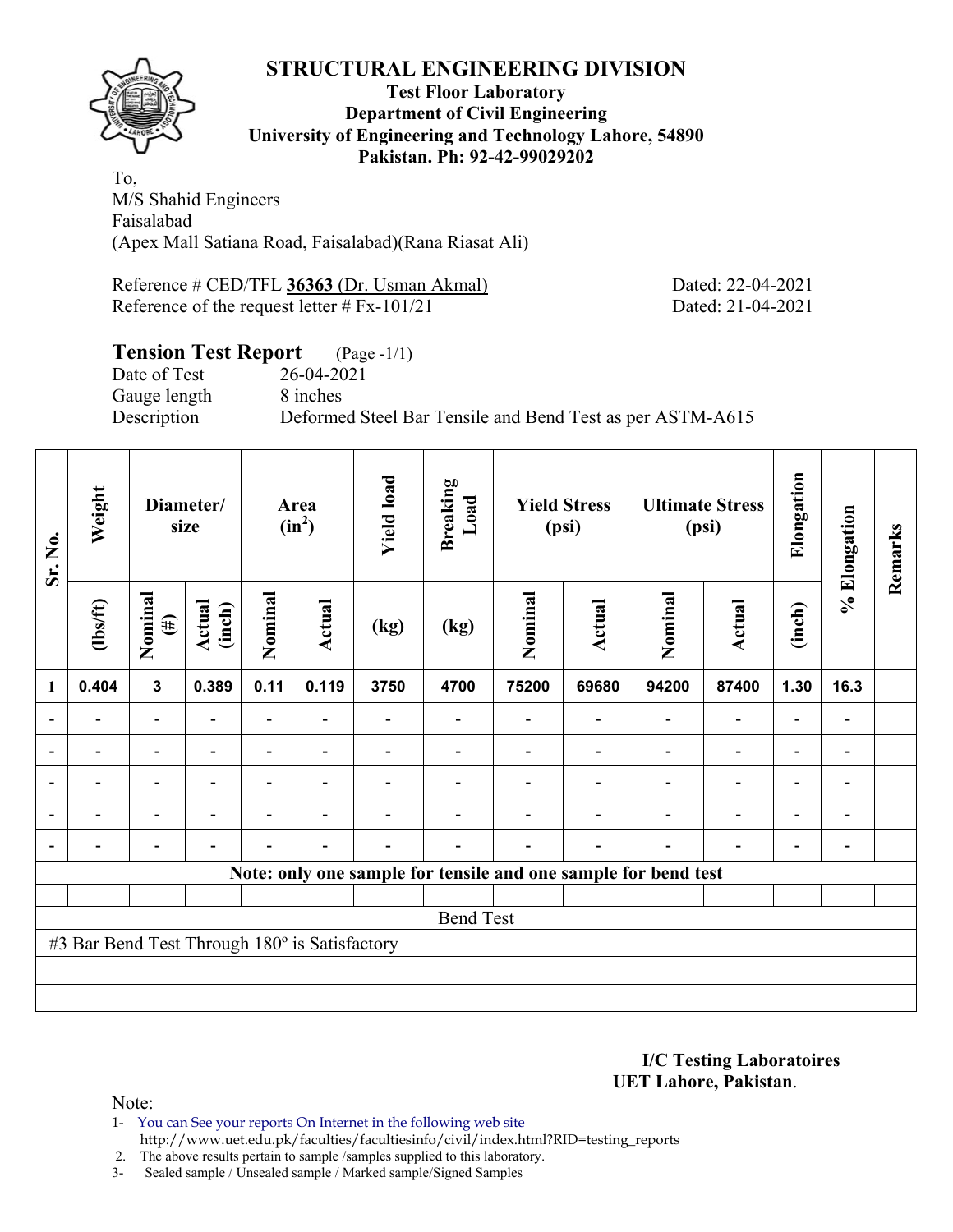# STRUCTURAL ENGINEERING DIVISION

**Test Floor Laboratory**
**Department of Civil Engineering**
**University of Engineering and Technology Lahore, 54890**
**Pakistan. Ph: 92-42-99029202**

To,
M/S Shahid Engineers
Faisalabad
(Apex Mall Satiana Road, Faisalabad)(Rana Riasat Ali)

Reference # CED/TFL **36363** (Dr. Usman Akmal) Dated: 22-04-2021
Reference of the request letter # Fx-101/21 Dated: 21-04-2021

## Tension Test Report (Page -1/1)

Date of Test 26-04-2021
Gauge length 8 inches
Description Deformed Steel Bar Tensile and Bend Test as per ASTM-A615

| Sr. No. | Weight | Diameter/ size | | Area ($in^2$) | | Yield load | Breaking Load | Yield Stress (psi) | | Ultimate Stress (psi) | | Elongation | % Elongation | Remarks |
|---|---|---|---|---|---|---|---|---|---|---|---|---|---|---|
| | (lbs/ft) | Nominal (#) | Actual (inch) | Nominal | Actual | (kg) | (kg) | Nominal | Actual | Nominal | Actual | (inch) | | |
| 1 | 0.404 | 3 | 0.389 | 0.11 | 0.119 | 3750 | 4700 | 75200 | 69680 | 94200 | 87400 | 1.30 | 16.3 | |
| - | - | - | - | - | - | - | - | - | - | - | - | - | - | |
| - | - | - | - | - | - | - | - | - | - | - | - | - | - | |
| - | - | - | - | - | - | - | - | - | - | - | - | - | - | |
| - | - | - | - | - | - | - | - | - | - | - | - | - | - | |
| - | - | - | - | - | - | - | - | - | - | - | - | - | - | |
| Note: only one sample for tensile and one sample for bend test | | | | | | | | | | | | | | |
| | | | | | | | | | | | | | | |
| Bend Test | | | | | | | | | | | | | | |
| #3 Bar Bend Test Through 180º is Satisfactory | | | | | | | | | | | | | | |

**I/C Testing Laboratoires**
**UET Lahore, Pakistan**.

Note:

1- You can See your reports On Internet in the following web site
http://www.uet.edu.pk/faculties/facultiesinfo/civil/index.html?RID=testing_reports

2. The above results pertain to sample /samples supplied to this laboratory.

3- Sealed sample / Unsealed sample / Marked sample/Signed Samples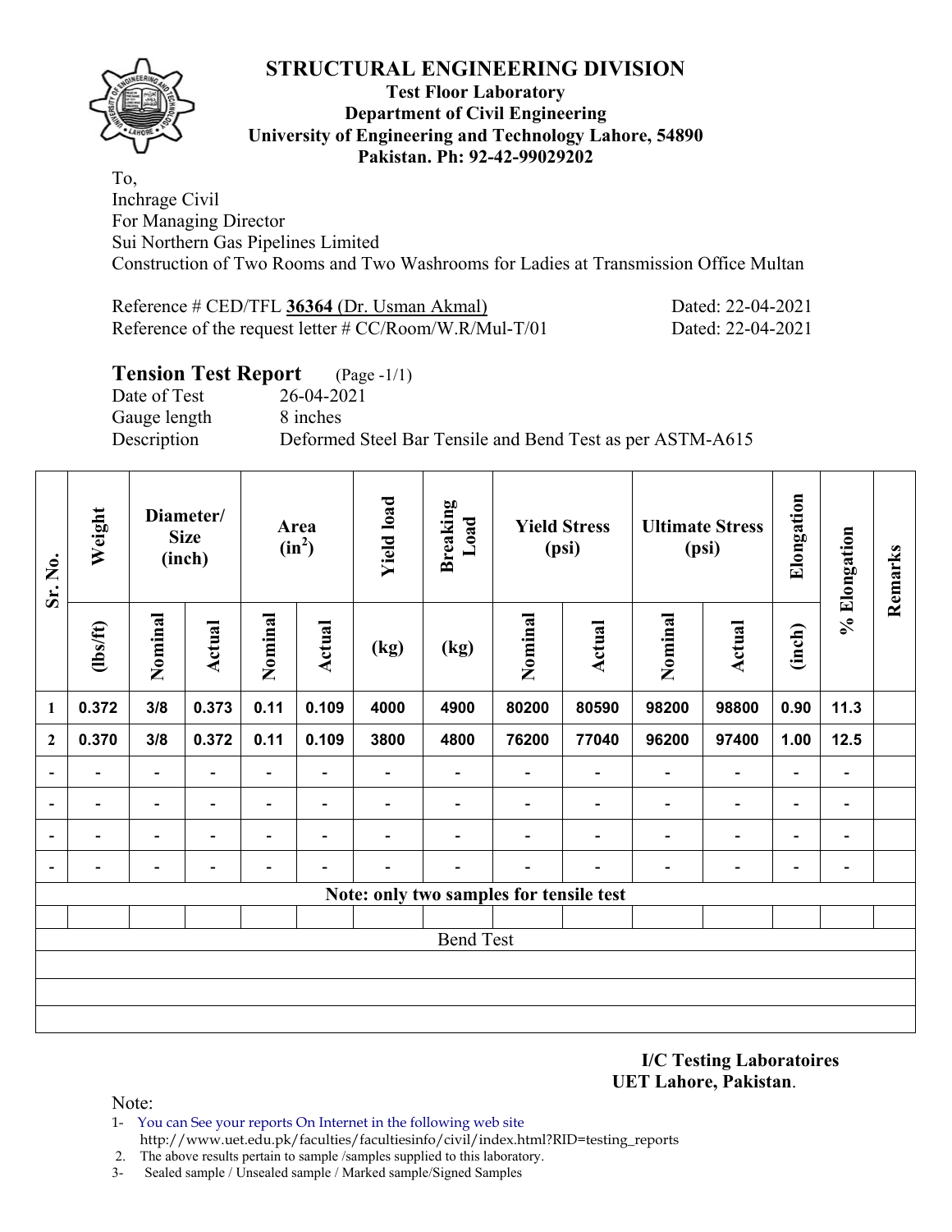# STRUCTURAL ENGINEERING DIVISION

**Test Floor Laboratory**
**Department of Civil Engineering**
**University of Engineering and Technology Lahore, 54890**
**Pakistan. Ph: 92-42-99029202**

To,
Inchrage Civil
For Managing Director
Sui Northern Gas Pipelines Limited
Construction of Two Rooms and Two Washrooms for Ladies at Transmission Office Multan

Reference # CED/TFL **36364** (Dr. Usman Akmal) Dated: 22-04-2021
Reference of the request letter # CC/Room/W.R/Mul-T/01 Dated: 22-04-2021

## Tension Test Report (Page -1/1)

Date of Test 26-04-2021
Gauge length 8 inches
Description Deformed Steel Bar Tensile and Bend Test as per ASTM-A615

| Sr. No. | Weight | Diameter/ Size (inch) | | Area ($in^2$) | | Yield load | Breaking Load | Yield Stress (psi) | | Ultimate Stress (psi) | | Elongation | % Elongation | Remarks |
|---|---|---|---|---|---|---|---|---|---|---|---|---|---|---|
| | (lbs/ft) | Nominal | Actual | Nominal | Actual | (kg) | (kg) | Nominal | Actual | Nominal | Actual | (inch) | | |
| 1 | 0.372 | 3/8 | 0.373 | 0.11 | 0.109 | 4000 | 4900 | 80200 | 80590 | 98200 | 98800 | 0.90 | 11.3 | |
| 2 | 0.370 | 3/8 | 0.372 | 0.11 | 0.109 | 3800 | 4800 | 76200 | 77040 | 96200 | 97400 | 1.00 | 12.5 | |
| - | - | - | - | - | - | - | - | - | - | - | - | - | - | |
| - | - | - | - | - | - | - | - | - | - | - | - | - | - | |
| - | - | - | - | - | - | - | - | - | - | - | - | - | - | |
| - | - | - | - | - | - | - | - | - | - | - | - | - | - | |
| Note: only two samples for tensile test | | | | | | | | | | | | | | |
| | | | | | | | | | | | | | | |
| Bend Test | | | | | | | | | | | | | | |

**I/C Testing Laboratoires**
**UET Lahore, Pakistan**.

Note:
1- You can See your reports On Internet in the following web site
http://www.uet.edu.pk/faculties/facultiesinfo/civil/index.html?RID=testing_reports
2. The above results pertain to sample /samples supplied to this laboratory.
3- Sealed sample / Unsealed sample / Marked sample/Signed Samples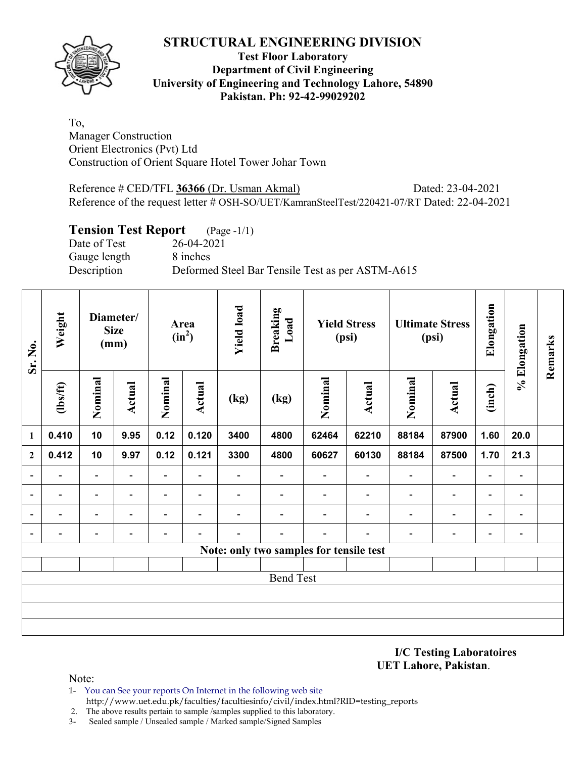# STRUCTURAL ENGINEERING DIVISION

**Test Floor Laboratory**
**Department of Civil Engineering**
**University of Engineering and Technology Lahore, 54890**
**Pakistan. Ph: 92-42-99029202**

To,
Manager Construction
Orient Electronics (Pvt) Ltd
Construction of Orient Square Hotel Tower Johar Town

Reference # CED/TFL **36366** (Dr. Usman Akmal) Dated: 23-04-2021
Reference of the request letter # OSH-SO/UET/KamranSteelTest/220421-07/RT Dated: 22-04-2021

## Tension Test Report (Page -1/1)

Date of Test 26-04-2021
Gauge length 8 inches
Description Deformed Steel Bar Tensile Test as per ASTM-A615

| Sr. No. | Weight | Diameter/ Size (mm) | | Area ($in^2$) | | Yield load | Breaking Load | Yield Stress (psi) | | Ultimate Stress (psi) | | Elongation | % Elongation | Remarks |
|---|---|---|---|---|---|---|---|---|---|---|---|---|---|---|
| | (lbs/ft) | Nominal | Actual | Nominal | Actual | (kg) | (kg) | Nominal | Actual | Nominal | Actual | (inch) | | |
| 1 | 0.410 | 10 | 9.95 | 0.12 | 0.120 | 3400 | 4800 | 62464 | 62210 | 88184 | 87900 | 1.60 | 20.0 | |
| 2 | 0.412 | 10 | 9.97 | 0.12 | 0.121 | 3300 | 4800 | 60627 | 60130 | 88184 | 87500 | 1.70 | 21.3 | |
| - | - | - | - | - | - | - | - | - | - | - | - | - | - | |
| - | - | - | - | - | - | - | - | - | - | - | - | - | - | |
| - | - | - | - | - | - | - | - | - | - | - | - | - | - | |
| - | - | - | - | - | - | - | - | - | - | - | - | - | - | |
| Note: only two samples for tensile test | | | | | | | | | | | | | | |
| | | | | | | | | | | | | | | |
| Bend Test | | | | | | | | | | | | | | |
| | | | | | | | | | | | | | | |

**I/C Testing Laboratoires**
**UET Lahore, Pakistan**.

Note:
1- You can See your reports On Internet in the following web site
http://www.uet.edu.pk/faculties/facultiesinfo/civil/index.html?RID=testing_reports
2. The above results pertain to sample /samples supplied to this laboratory.
3- Sealed sample / Unsealed sample / Marked sample/Signed Samples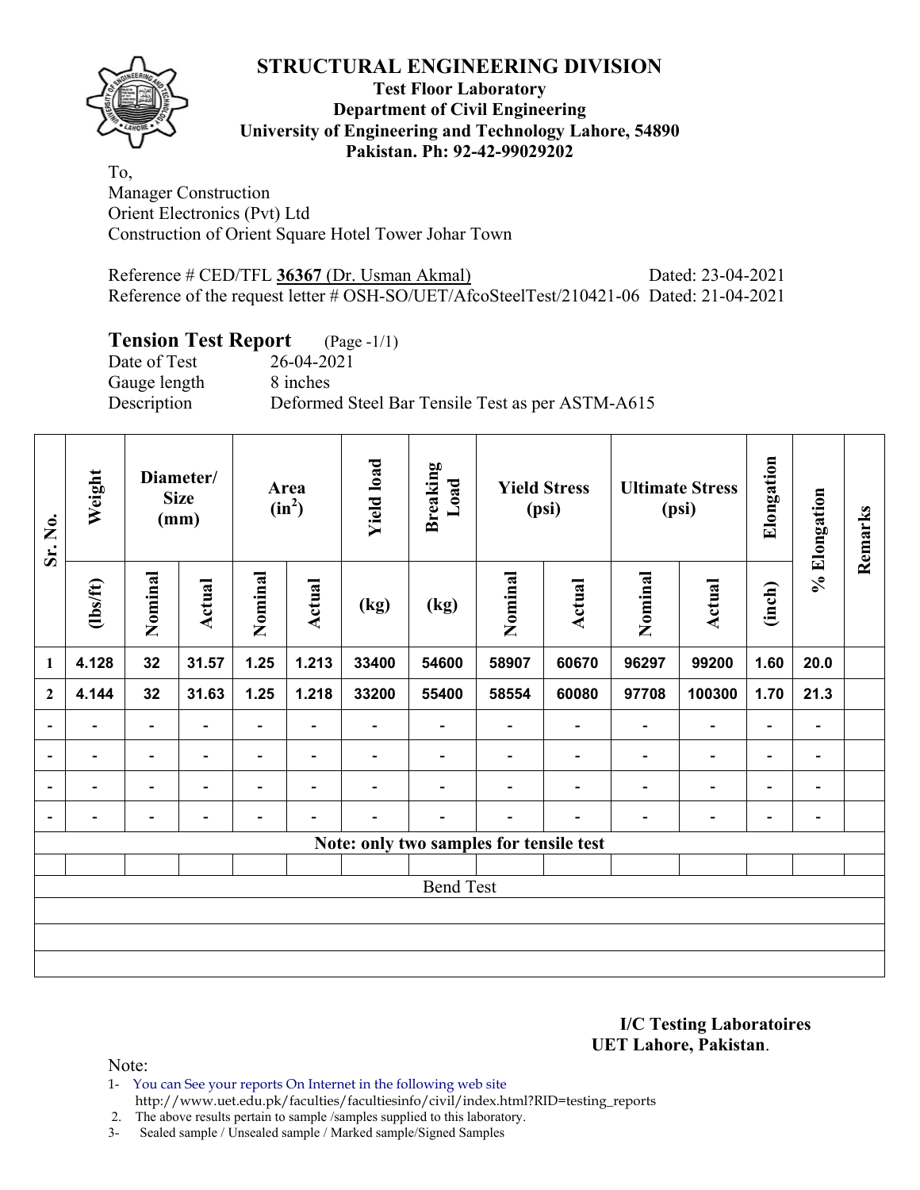# STRUCTURAL ENGINEERING DIVISION

**Test Floor Laboratory**
**Department of Civil Engineering**
**University of Engineering and Technology Lahore, 54890**
**Pakistan. Ph: 92-42-99029202**

To,
Manager Construction
Orient Electronics (Pvt) Ltd
Construction of Orient Square Hotel Tower Johar Town

Reference # CED/TFL **36367** (Dr. Usman Akmal) Dated: 23-04-2021
Reference of the request letter # OSH-SO/UET/AfcoSteelTest/210421-06 Dated: 21-04-2021

## Tension Test Report (Page -1/1)

Date of Test 26-04-2021
Gauge length 8 inches
Description Deformed Steel Bar Tensile Test as per ASTM-A615

| Sr. No. | Weight | Diameter/ Size (mm) | | Area ($in^2$) | | Yield load | Breaking Load | Yield Stress (psi) | | Ultimate Stress (psi) | | Elongation | % Elongation | Remarks |
|---|---|---|---|---|---|---|---|---|---|---|---|---|---|---|
| | (lbs/ft) | Nominal | Actual | Nominal | Actual | (kg) | (kg) | Nominal | Actual | Nominal | Actual | (inch) | | |
| 1 | 4.128 | 32 | 31.57 | 1.25 | 1.213 | 33400 | 54600 | 58907 | 60670 | 96297 | 99200 | 1.60 | 20.0 | |
| 2 | 4.144 | 32 | 31.63 | 1.25 | 1.218 | 33200 | 55400 | 58554 | 60080 | 97708 | 100300 | 1.70 | 21.3 | |
| - | - | - | - | - | - | - | - | - | - | - | - | - | - | |
| - | - | - | - | - | - | - | - | - | - | - | - | - | - | |
| - | - | - | - | - | - | - | - | - | - | - | - | - | - | |
| - | - | - | - | - | - | - | - | - | - | - | - | - | - | |
| Note: only two samples for tensile test | | | | | | | | | | | | | | |
| | | | | | | | | | | | | | | |
| Bend Test | | | | | | | | | | | | | | |

**I/C Testing Laboratoires**
**UET Lahore, Pakistan**.

Note:

1- You can See your reports On Internet in the following web site
http://www.uet.edu.pk/faculties/facultiesinfo/civil/index.html?RID=testing_reports
2. The above results pertain to sample /samples supplied to this laboratory.
3- Sealed sample / Unsealed sample / Marked sample/Signed Samples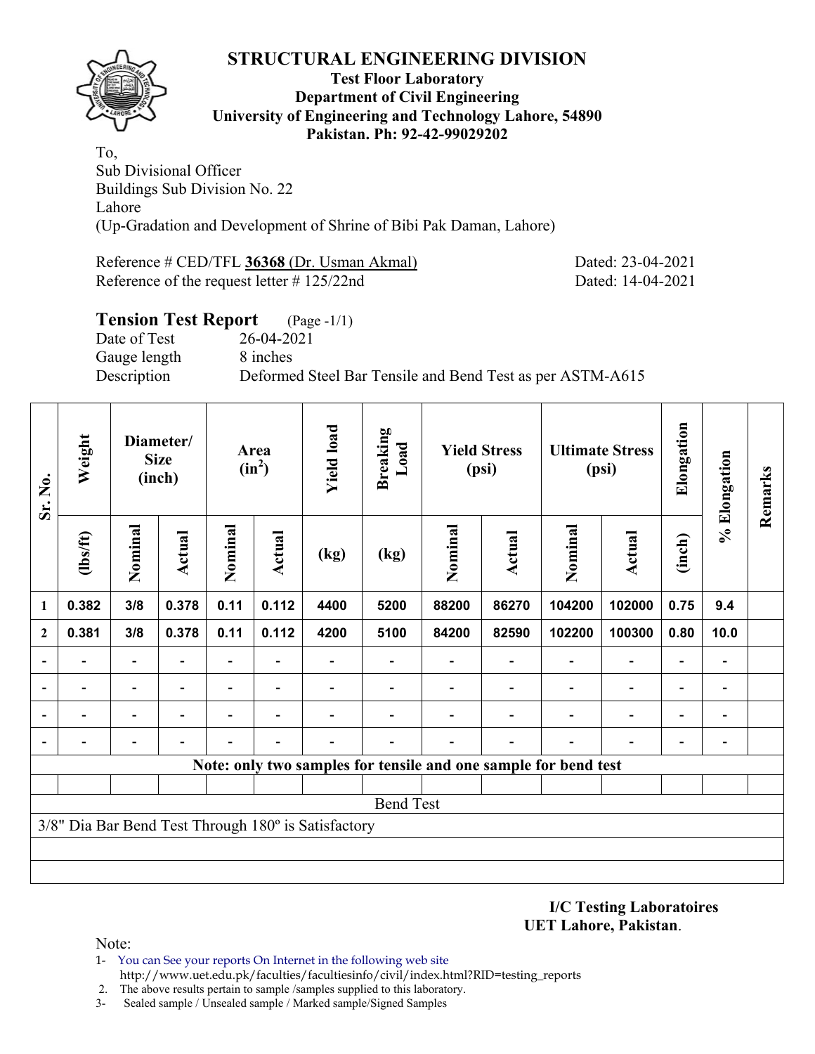# STRUCTURAL ENGINEERING DIVISION

**Test Floor Laboratory**
**Department of Civil Engineering**
**University of Engineering and Technology Lahore, 54890**
**Pakistan. Ph: 92-42-99029202**

To,
Sub Divisional Officer
Buildings Sub Division No. 22
Lahore
(Up-Gradation and Development of Shrine of Bibi Pak Daman, Lahore)

Reference # CED/TFL **36368** (Dr. Usman Akmal) Dated: 23-04-2021
Reference of the request letter # 125/22nd Dated: 14-04-2021

## Tension Test Report (Page -1/1)

Date of Test 26-04-2021
Gauge length 8 inches
Description Deformed Steel Bar Tensile and Bend Test as per ASTM-A615

| Sr. No. | Weight | Diameter/ Size (inch) | | Area ($in^2$) | | Yield load | Breaking Load | Yield Stress (psi) | | Ultimate Stress (psi) | | Elongation | % Elongation | Remarks |
|---|---|---|---|---|---|---|---|---|---|---|---|---|---|---|
| | (lbs/ft) | Nominal | Actual | Nominal | Actual | (kg) | (kg) | Nominal | Actual | Nominal | Actual | (inch) | | |
| 1 | 0.382 | 3/8 | 0.378 | 0.11 | 0.112 | 4400 | 5200 | 88200 | 86270 | 104200 | 102000 | 0.75 | 9.4 | |
| 2 | 0.381 | 3/8 | 0.378 | 0.11 | 0.112 | 4200 | 5100 | 84200 | 82590 | 102200 | 100300 | 0.80 | 10.0 | |
| - | - | - | - | - | - | - | - | - | - | - | - | - | - | |
| - | - | - | - | - | - | - | - | - | - | - | - | - | - | |
| - | - | - | - | - | - | - | - | - | - | - | - | - | - | |
| - | - | - | - | - | - | - | - | - | - | - | - | - | - | |
| **Note: only two samples for tensile and one sample for bend test** | | | | | | | | | | | | | | |
| | | | | | | | | | | | | | | |
| Bend Test | | | | | | | | | | | | | | |
| 3/8" Dia Bar Bend Test Through 180º is Satisfactory | | | | | | | | | | | | | | |

**I/C Testing Laboratoires**
**UET Lahore, Pakistan**.

Note:
1- You can See your reports On Internet in the following web site
http://www.uet.edu.pk/faculties/facultiesinfo/civil/index.html?RID=testing_reports
2. The above results pertain to sample /samples supplied to this laboratory.
3- Sealed sample / Unsealed sample / Marked sample/Signed Samples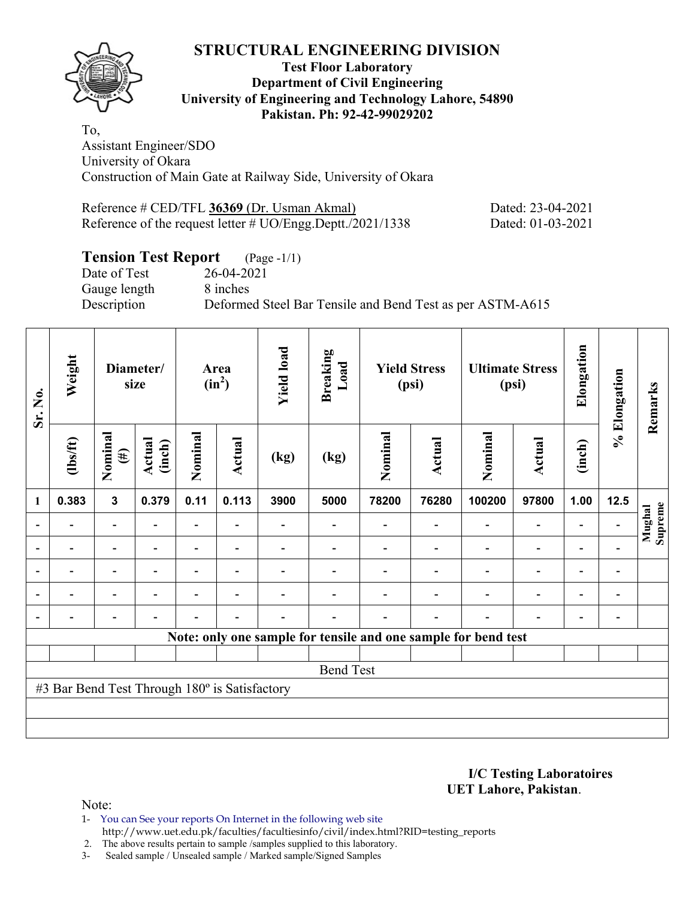## STRUCTURAL ENGINEERING DIVISION

**Test Floor Laboratory**
**Department of Civil Engineering**
**University of Engineering and Technology Lahore, 54890**
**Pakistan. Ph: 92-42-99029202**

To,
Assistant Engineer/SDO
University of Okara
Construction of Main Gate at Railway Side, University of Okara

Reference # CED/TFL **36369** (Dr. Usman Akmal) Dated: 23-04-2021
Reference of the request letter # UO/Engg.Deptt./2021/1338 Dated: 01-03-2021

### Tension Test Report (Page -1/1)

Date of Test 26-04-2021
Gauge length 8 inches
Description Deformed Steel Bar Tensile and Bend Test as per ASTM-A615

| Sr. No. | Weight | Diameter/ size | | Area ($in^2$) | | Yield load | Breaking Load | Yield Stress (psi) | | Ultimate Stress (psi) | | Elongation | % Elongation | Remarks |
|---|---|---|---|---|---|---|---|---|---|---|---|---|---|---|
| | (lbs/ft) | Nominal (#) | Actual (inch) | Nominal | Actual | (kg) | (kg) | Nominal | Actual | Nominal | Actual | (inch) | | |
| 1 | 0.383 | 3 | 0.379 | 0.11 | 0.113 | 3900 | 5000 | 78200 | 76280 | 100200 | 97800 | 1.00 | 12.5 | Mughal Supreme |
| - | - | - | - | - | - | - | - | - | - | - | - | - | - | |
| - | - | - | - | - | - | - | - | - | - | - | - | - | - | |
| - | - | - | - | - | - | - | - | - | - | - | - | - | - | |
| - | - | - | - | - | - | - | - | - | - | - | - | - | - | |
| - | - | - | - | - | - | - | - | - | - | - | - | - | - | |

Note: only one sample for tensile and one sample for bend test

**Bend Test**

#3 Bar Bend Test Through 180º is Satisfactory

**I/C Testing Laboratoires**
**UET Lahore, Pakistan**.

Note:
1- You can See your reports On Internet in the following web site
http://www.uet.edu.pk/faculties/facultiesinfo/civil/index.html?RID=testing_reports
2. The above results pertain to sample /samples supplied to this laboratory.
3- Sealed sample / Unsealed sample / Marked sample/Signed Samples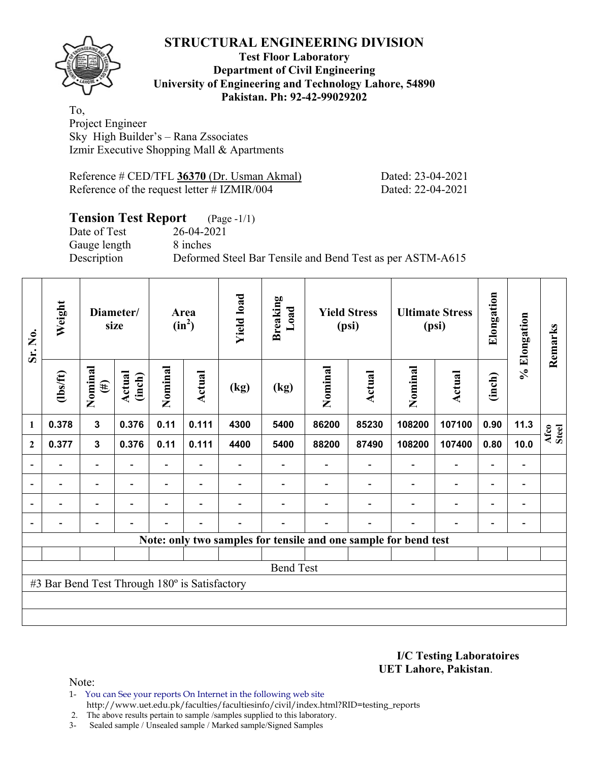# STRUCTURAL ENGINEERING DIVISION

**Test Floor Laboratory**
**Department of Civil Engineering**
**University of Engineering and Technology Lahore, 54890**
**Pakistan. Ph: 92-42-99029202**

To,
Project Engineer
Sky High Builder's – Rana Zssociates
Izmir Executive Shopping Mall & Apartments

Reference # CED/TFL **36370** (Dr. Usman Akmal) Dated: 23-04-2021
Reference of the request letter # IZMIR/004 Dated: 22-04-2021

## Tension Test Report (Page -1/1)

Date of Test 26-04-2021
Gauge length 8 inches
Description Deformed Steel Bar Tensile and Bend Test as per ASTM-A615

| Sr. No. | Weight | Diameter/ size | | Area ($in^2$) | | Yield load | Breaking Load | Yield Stress (psi) | | Ultimate Stress (psi) | | Elongation | % Elongation | Remarks |
|---|---|---|---|---|---|---|---|---|---|---|---|---|---|---|
| | (lbs/ft) | Nominal (#) | Actual (inch) | Nominal | Actual | (kg) | (kg) | Nominal | Actual | Nominal | Actual | (inch) | | |
| 1 | 0.378 | 3 | 0.376 | 0.11 | 0.111 | 4300 | 5400 | 86200 | 85230 | 108200 | 107100 | 0.90 | 11.3 | Afco Steel |
| 2 | 0.377 | 3 | 0.376 | 0.11 | 0.111 | 4400 | 5400 | 88200 | 87490 | 108200 | 107400 | 0.80 | 10.0 | |
| - | - | - | - | - | - | - | - | - | - | - | - | - | - | |
| - | - | - | - | - | - | - | - | - | - | - | - | - | - | |
| - | - | - | - | - | - | - | - | - | - | - | - | - | - | |
| - | - | - | - | - | - | - | - | - | - | - | - | - | - | |
| Note: only two samples for tensile and one sample for bend test | | | | | | | | | | | | | | |
| Bend Test | | | | | | | | | | | | | | |
| #3 Bar Bend Test Through 180º is Satisfactory | | | | | | | | | | | | | | |

**I/C Testing Laboratoires**
**UET Lahore, Pakistan**.

Note:
1- You can See your reports On Internet in the following web site
http://www.uet.edu.pk/faculties/facultiesinfo/civil/index.html?RID=testing_reports
2. The above results pertain to sample /samples supplied to this laboratory.
3- Sealed sample / Unsealed sample / Marked sample/Signed Samples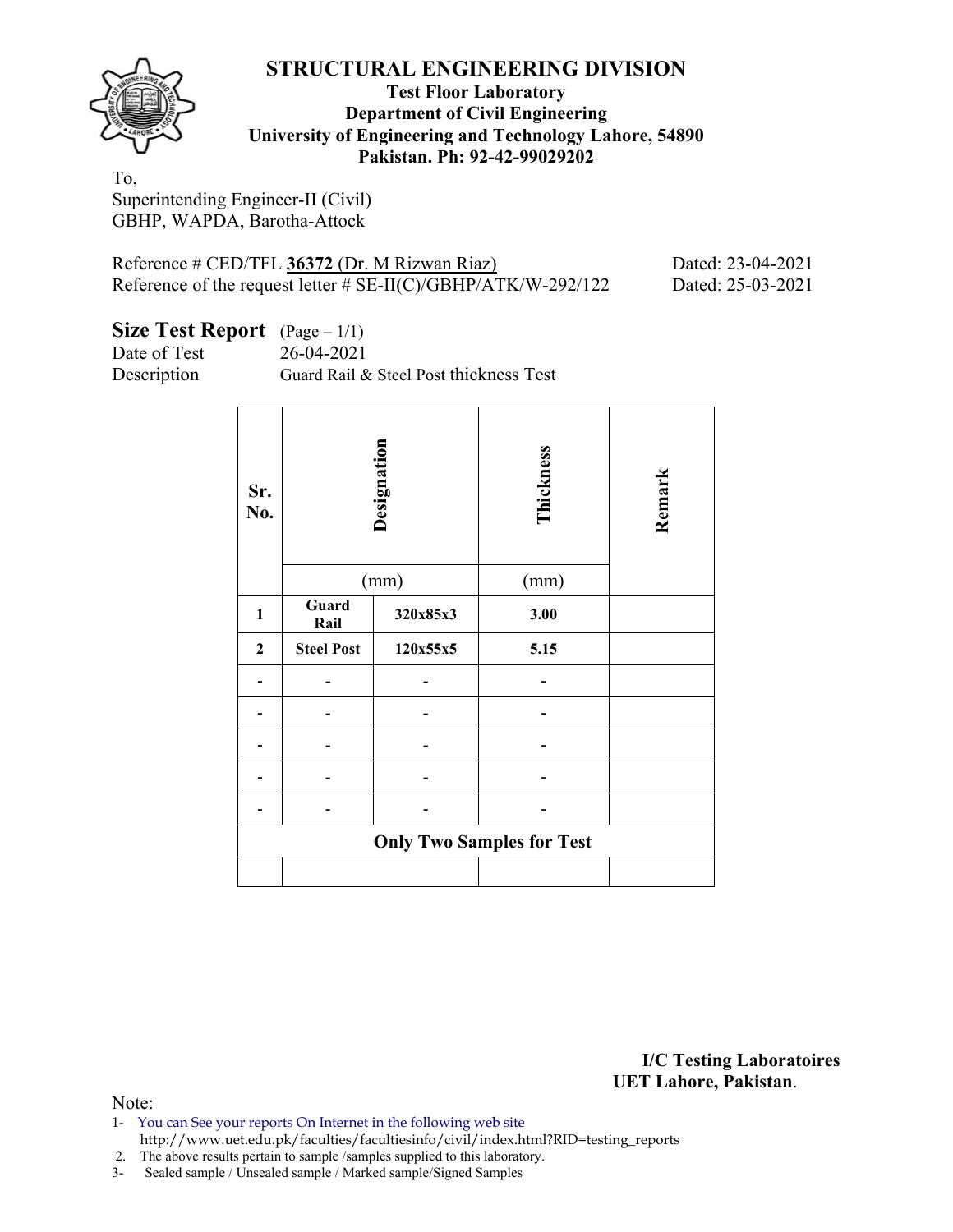# STRUCTURAL ENGINEERING DIVISION

**Test Floor Laboratory**
**Department of Civil Engineering**
**University of Engineering and Technology Lahore, 54890**
**Pakistan. Ph: 92-42-99029202**

To,
Superintending Engineer-II (Civil)
GBHP, WAPDA, Barotha-Attock

Reference # CED/TFL **36372** (Dr. M Rizwan Riaz) Dated: 23-04-2021
Reference of the request letter # SE-II(C)/GBHP/ATK/W-292/122 Dated: 25-03-2021

## Size Test Report (Page – 1/1)

Date of Test 26-04-2021
Description Guard Rail & Steel Post thickness Test

| Sr. No. | Designation | | Thickness | Remark |
|---|---|---|---|---|
| | (mm) | | (mm) | |
| **1** | **Guard Rail** | **320x85x3** | **3.00** | |
| **2** | **Steel Post** | **120x55x5** | **5.15** | |
| - | - | - | - | |
| - | - | - | - | |
| - | - | - | - | |
| - | - | - | - | |
| - | - | - | - | |
| **Only Two Samples for Test** | | | | |
| | | | | |

**I/C Testing Laboratoires**
**UET Lahore, Pakistan.**

Note:
1- You can See your reports On Internet in the following web site
http://www.uet.edu.pk/faculties/facultiesinfo/civil/index.html?RID=testing_reports
2. The above results pertain to sample /samples supplied to this laboratory.
3- Sealed sample / Unsealed sample / Marked sample/Signed Samples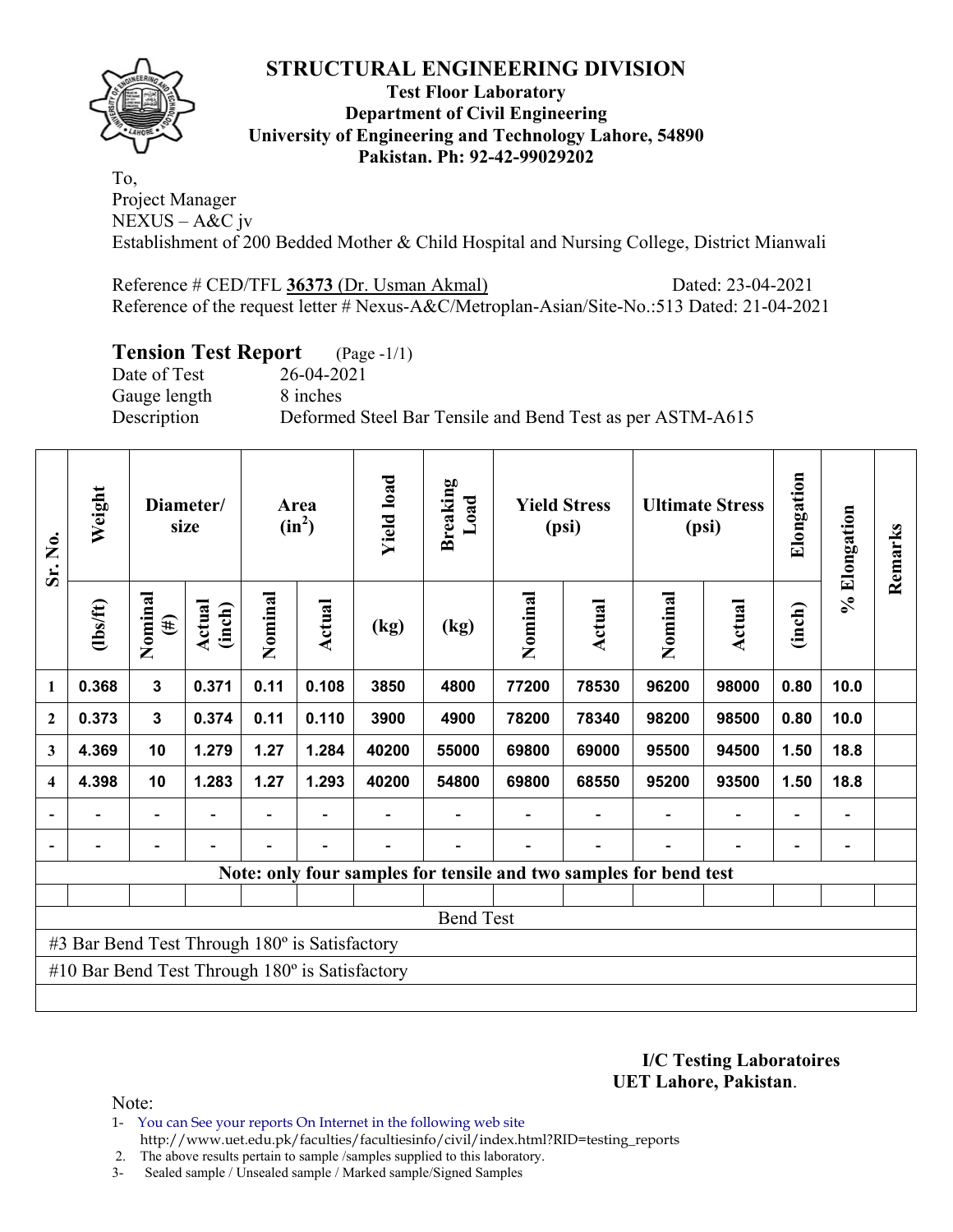# STRUCTURAL ENGINEERING DIVISION

**Test Floor Laboratory**
**Department of Civil Engineering**
**University of Engineering and Technology Lahore, 54890**
**Pakistan. Ph: 92-42-99029202**

To,
Project Manager
NEXUS – A&C jv
Establishment of 200 Bedded Mother & Child Hospital and Nursing College, District Mianwali

Reference # CED/TFL **36373** (Dr. Usman Akmal) Dated: 23-04-2021
Reference of the request letter # Nexus-A&C/Metroplan-Asian/Site-No.:513 Dated: 21-04-2021

## Tension Test Report (Page -1/1)

Date of Test 26-04-2021
Gauge length 8 inches
Description Deformed Steel Bar Tensile and Bend Test as per ASTM-A615

| Sr. No. | Weight | Diameter/ size | | Area ($in^2$) | | Yield load | Breaking Load | Yield Stress (psi) | | Ultimate Stress (psi) | | Elongation | % Elongation | Remarks |
|---|---|---|---|---|---|---|---|---|---|---|---|---|---|---|
| | (lbs/ft) | Nominal (#) | Actual (inch) | Nominal | Actual | (kg) | (kg) | Nominal | Actual | Nominal | Actual | (inch) | | |
| 1 | 0.368 | 3 | 0.371 | 0.11 | 0.108 | 3850 | 4800 | 77200 | 78530 | 96200 | 98000 | 0.80 | 10.0 | |
| 2 | 0.373 | 3 | 0.374 | 0.11 | 0.110 | 3900 | 4900 | 78200 | 78340 | 98200 | 98500 | 0.80 | 10.0 | |
| 3 | 4.369 | 10 | 1.279 | 1.27 | 1.284 | 40200 | 55000 | 69800 | 69000 | 95500 | 94500 | 1.50 | 18.8 | |
| 4 | 4.398 | 10 | 1.283 | 1.27 | 1.293 | 40200 | 54800 | 69800 | 68550 | 95200 | 93500 | 1.50 | 18.8 | |
| - | - | - | - | - | - | - | - | - | - | - | - | - | - | |
| - | - | - | - | - | - | - | - | - | - | - | - | - | - | |

Note: only four samples for tensile and two samples for bend test

**Bend Test**

#3 Bar Bend Test Through 180º is Satisfactory

#10 Bar Bend Test Through 180º is Satisfactory

**I/C Testing Laboratoires**
**UET Lahore, Pakistan**.

Note:

1- You can See your reports On Internet in the following web site
http://www.uet.edu.pk/faculties/facultiesinfo/civil/index.html?RID=testing_reports
2. The above results pertain to sample /samples supplied to this laboratory.
3- Sealed sample / Unsealed sample / Marked sample/Signed Samples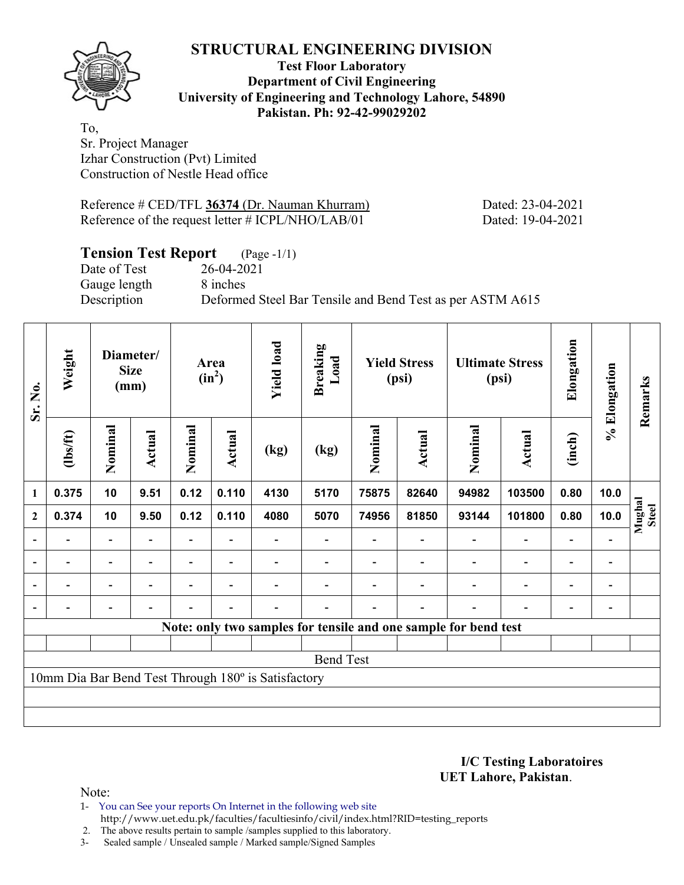# STRUCTURAL ENGINEERING DIVISION

**Test Floor Laboratory**
**Department of Civil Engineering**
**University of Engineering and Technology Lahore, 54890**
**Pakistan. Ph: 92-42-99029202**

To,
Sr. Project Manager
Izhar Construction (Pvt) Limited
Construction of Nestle Head office

Reference # CED/TFL **36374** (Dr. Nauman Khurram) Dated: 23-04-2021
Reference of the request letter # ICPL/NHO/LAB/01 Dated: 19-04-2021

## Tension Test Report (Page -1/1)

Date of Test 26-04-2021
Gauge length 8 inches
Description Deformed Steel Bar Tensile and Bend Test as per ASTM A615

| Sr. No. | Weight | Diameter/ Size (mm) | | Area ($in^2$) | | Yield load | Breaking Load | Yield Stress (psi) | | Ultimate Stress (psi) | | Elongation | % Elongation | Remarks |
|---|---|---|---|---|---|---|---|---|---|---|---|---|---|---|
| | (lbs/ft) | Nominal | Actual | Nominal | Actual | (kg) | (kg) | Nominal | Actual | Nominal | Actual | (inch) | | |
| 1 | 0.375 | 10 | 9.51 | 0.12 | 0.110 | 4130 | 5170 | 75875 | 82640 | 94982 | 103500 | 0.80 | 10.0 | Mughal Steel |
| 2 | 0.374 | 10 | 9.50 | 0.12 | 0.110 | 4080 | 5070 | 74956 | 81850 | 93144 | 101800 | 0.80 | 10.0 | |
| - | - | - | - | - | - | - | - | - | - | - | - | - | - | |
| - | - | - | - | - | - | - | - | - | - | - | - | - | - | |
| - | - | - | - | - | - | - | - | - | - | - | - | - | - | |
| - | - | - | - | - | - | - | - | - | - | - | - | - | - | |

**Note: only two samples for tensile and one sample for bend test**

Bend Test

10mm Dia Bar Bend Test Through 180º is Satisfactory

**I/C Testing Laboratoires**
**UET Lahore, Pakistan**.

Note:

1- You can See your reports On Internet in the following web site
http://www.uet.edu.pk/faculties/facultiesinfo/civil/index.html?RID=testing_reports
2. The above results pertain to sample /samples supplied to this laboratory.
3- Sealed sample / Unsealed sample / Marked sample/Signed Samples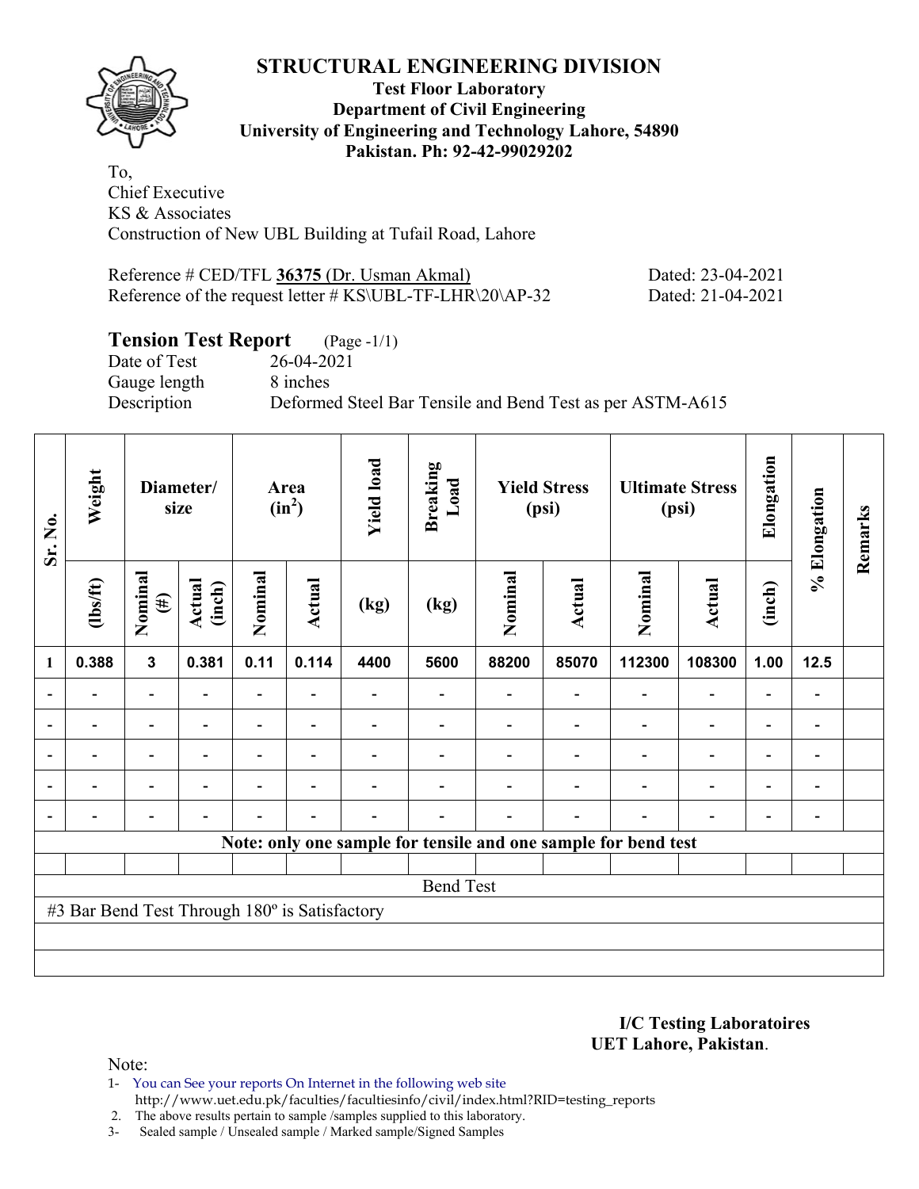# STRUCTURAL ENGINEERING DIVISION

**Test Floor Laboratory**
**Department of Civil Engineering**
**University of Engineering and Technology Lahore, 54890**
**Pakistan. Ph: 92-42-99029202**

To,
Chief Executive
KS & Associates
Construction of New UBL Building at Tufail Road, Lahore

Reference # CED/TFL **36375** (Dr. Usman Akmal) Dated: 23-04-2021
Reference of the request letter # KS\UBL-TF-LHR\20\AP-32 Dated: 21-04-2021

## Tension Test Report (Page -1/1)

Date of Test 26-04-2021
Gauge length 8 inches
Description Deformed Steel Bar Tensile and Bend Test as per ASTM-A615

| Sr. No. | Weight | Diameter/ size | | Area ($in^2$) | | Yield load | Breaking Load | Yield Stress (psi) | | Ultimate Stress (psi) | | Elongation | % Elongation | Remarks |
|---|---|---|---|---|---|---|---|---|---|---|---|---|---|---|
| | (lbs/ft) | Nominal (#) | Actual (inch) | Nominal | Actual | (kg) | (kg) | Nominal | Actual | Nominal | Actual | (inch) | | |
| 1 | 0.388 | 3 | 0.381 | 0.11 | 0.114 | 4400 | 5600 | 88200 | 85070 | 112300 | 108300 | 1.00 | 12.5 | |
| - | - | - | - | - | - | - | - | - | - | - | - | - | - | |
| - | - | - | - | - | - | - | - | - | - | - | - | - | - | |
| - | - | - | - | - | - | - | - | - | - | - | - | - | - | |
| - | - | - | - | - | - | - | - | - | - | - | - | - | - | |
| - | - | - | - | - | - | - | - | - | - | - | - | - | - | |
| Note: only one sample for tensile and one sample for bend test | | | | | | | | | | | | | | |
| Bend Test | | | | | | | | | | | | | | |
| #3 Bar Bend Test Through 180º is Satisfactory | | | | | | | | | | | | | | |

**I/C Testing Laboratoires**
**UET Lahore, Pakistan**.

Note:
1- You can See your reports On Internet in the following web site
http://www.uet.edu.pk/faculties/facultiesinfo/civil/index.html?RID=testing_reports
2. The above results pertain to sample /samples supplied to this laboratory.
3- Sealed sample / Unsealed sample / Marked sample/Signed Samples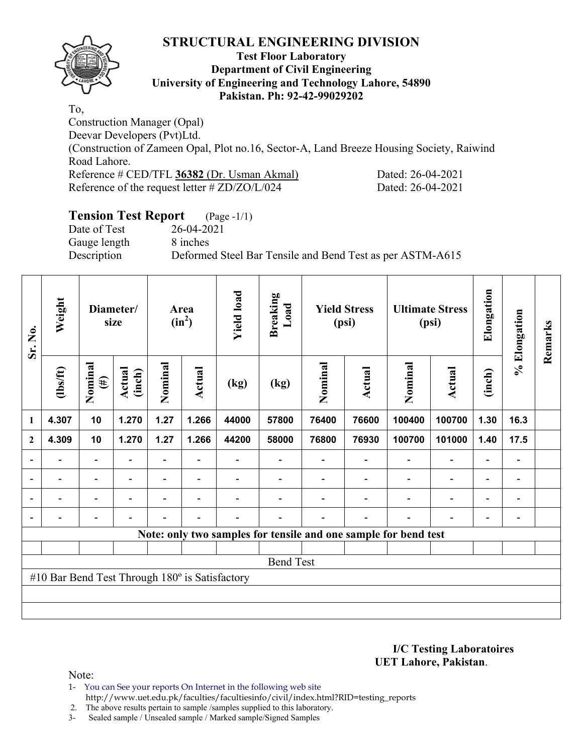# STRUCTURAL ENGINEERING DIVISION

**Test Floor Laboratory**
**Department of Civil Engineering**
**University of Engineering and Technology Lahore, 54890**
**Pakistan. Ph: 92-42-99029202**

To,
Construction Manager (Opal)
Deevar Developers (Pvt)Ltd.
(Construction of Zameen Opal, Plot no.16, Sector-A, Land Breeze Housing Society, Raiwind Road Lahore.
Reference # CED/TFL **36382** (Dr. Usman Akmal) Dated: 26-04-2021
Reference of the request letter # ZD/ZO/L/024 Dated: 26-04-2021

## Tension Test Report (Page -1/1)

Date of Test 26-04-2021
Gauge length 8 inches
Description Deformed Steel Bar Tensile and Bend Test as per ASTM-A615

| Sr. No. | Weight | Diameter/ size | | Area ($in^2$) | | Yield load | Breaking Load | Yield Stress (psi) | | Ultimate Stress (psi) | | Elongation | % Elongation | Remarks |
|---|---|---|---|---|---|---|---|---|---|---|---|---|---|---|
| | (lbs/ft) | Nominal (#) | Actual (inch) | Nominal | Actual | (kg) | (kg) | Nominal | Actual | Nominal | Actual | (inch) | | |
| 1 | 4.307 | 10 | 1.270 | 1.27 | 1.266 | 44000 | 57800 | 76400 | 76600 | 100400 | 100700 | 1.30 | 16.3 | |
| 2 | 4.309 | 10 | 1.270 | 1.27 | 1.266 | 44200 | 58000 | 76800 | 76930 | 100700 | 101000 | 1.40 | 17.5 | |
| - | - | - | - | - | - | - | - | - | - | - | - | - | - | |
| - | - | - | - | - | - | - | - | - | - | - | - | - | - | |
| - | - | - | - | - | - | - | - | - | - | - | - | - | - | |
| - | - | - | - | - | - | - | - | - | - | - | - | - | - | |
| Note: only two samples for tensile and one sample for bend test | | | | | | | | | | | | | | |
| | | | | | | | | | | | | | | |
| Bend Test | | | | | | | | | | | | | | |
| #10 Bar Bend Test Through 180º is Satisfactory | | | | | | | | | | | | | | |

**I/C Testing Laboratoires**
**UET Lahore, Pakistan**.

Note:
1- You can See your reports On Internet in the following web site http://www.uet.edu.pk/faculties/facultiesinfo/civil/index.html?RID=testing_reports
2. The above results pertain to sample /samples supplied to this laboratory.
3- Sealed sample / Unsealed sample / Marked sample/Signed Samples